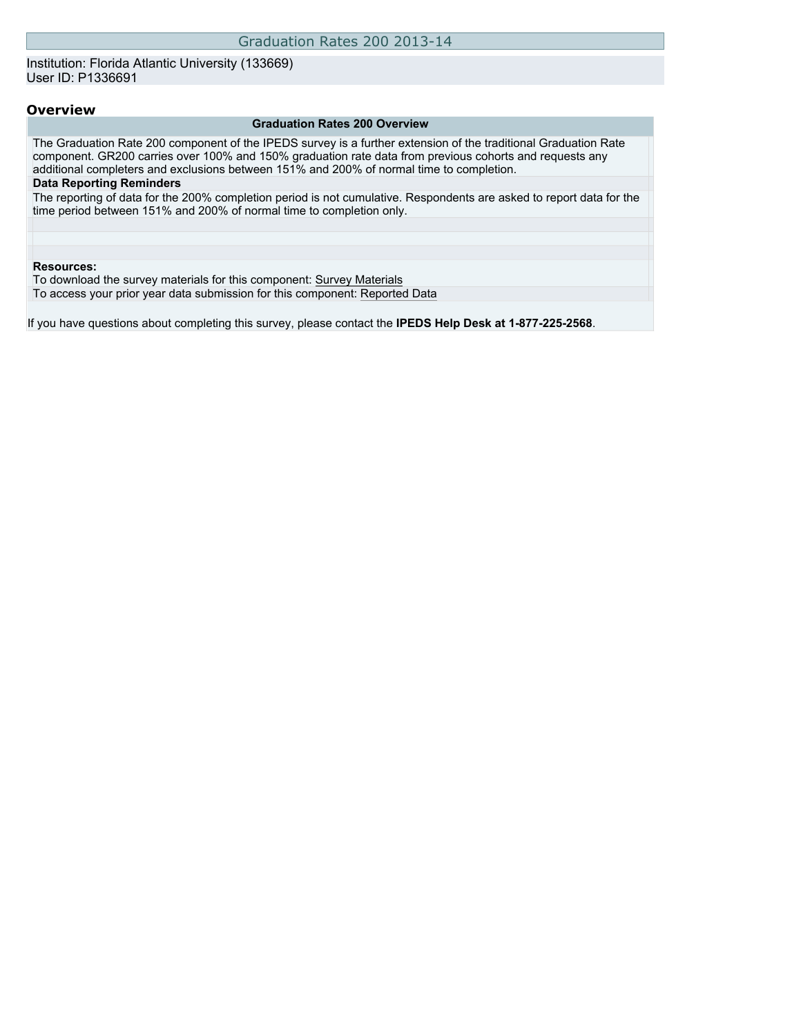# Graduation Rates 200 2013-14

Institution: Florida Atlantic University (133669)
User ID: P1336691

## Overview

| Graduation Rates 200 Overview |
|---|
| The Graduation Rate 200 component of the IPEDS survey is a further extension of the traditional Graduation Rate component. GR200 carries over 100% and 150% graduation rate data from previous cohorts and requests any additional completers and exclusions between 151% and 200% of normal time to completion. |
| **Data Reporting Reminders** |
| The reporting of data for the 200% completion period is not cumulative. Respondents are asked to report data for the time period between 151% and 200% of normal time to completion only. |
| |
| |
| |
| **Resources:** To download the survey materials for this component: Survey Materials |
| To access your prior year data submission for this component: Reported Data |

If you have questions about completing this survey, please contact the **IPEDS Help Desk at 1-877-225-2568**.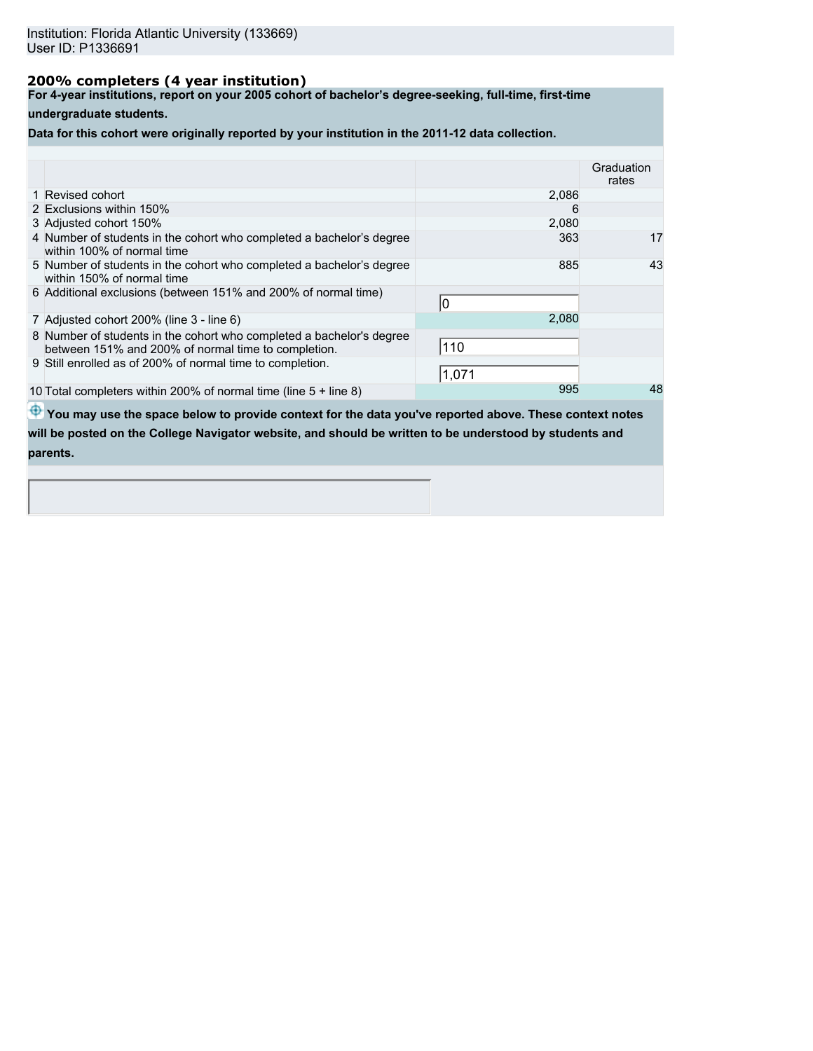Institution: Florida Atlantic University (133669)
User ID: P1336691

## 200% completers (4 year institution)

**For 4-year institutions, report on your 2005 cohort of bachelor's degree-seeking, full-time, first-time undergraduate students.**

**Data for this cohort were originally reported by your institution in the 2011-12 data collection.**

| | | | Graduation rates |
|---|---|---|---|
| 1 | Revised cohort | 2,086 | |
| 2 | Exclusions within 150% | 6 | |
| 3 | Adjusted cohort 150% | 2,080 | |
| 4 | Number of students in the cohort who completed a bachelor's degree within 100% of normal time | 363 | 17 |
| 5 | Number of students in the cohort who completed a bachelor's degree within 150% of normal time | 885 | 43 |
| 6 | Additional exclusions (between 151% and 200% of normal time) | 0 | |
| 7 | Adjusted cohort 200% (line 3 - line 6) | 2,080 | |
| 8 | Number of students in the cohort who completed a bachelor's degree between 151% and 200% of normal time to completion. | 110 | |
| 9 | Still enrolled as of 200% of normal time to completion. | 1,071 | |
| 10 | Total completers within 200% of normal time (line 5 + line 8) | 995 | 48 |

**You may use the space below to provide context for the data you've reported above. These context notes will be posted on the College Navigator website, and should be written to be understood by students and parents.**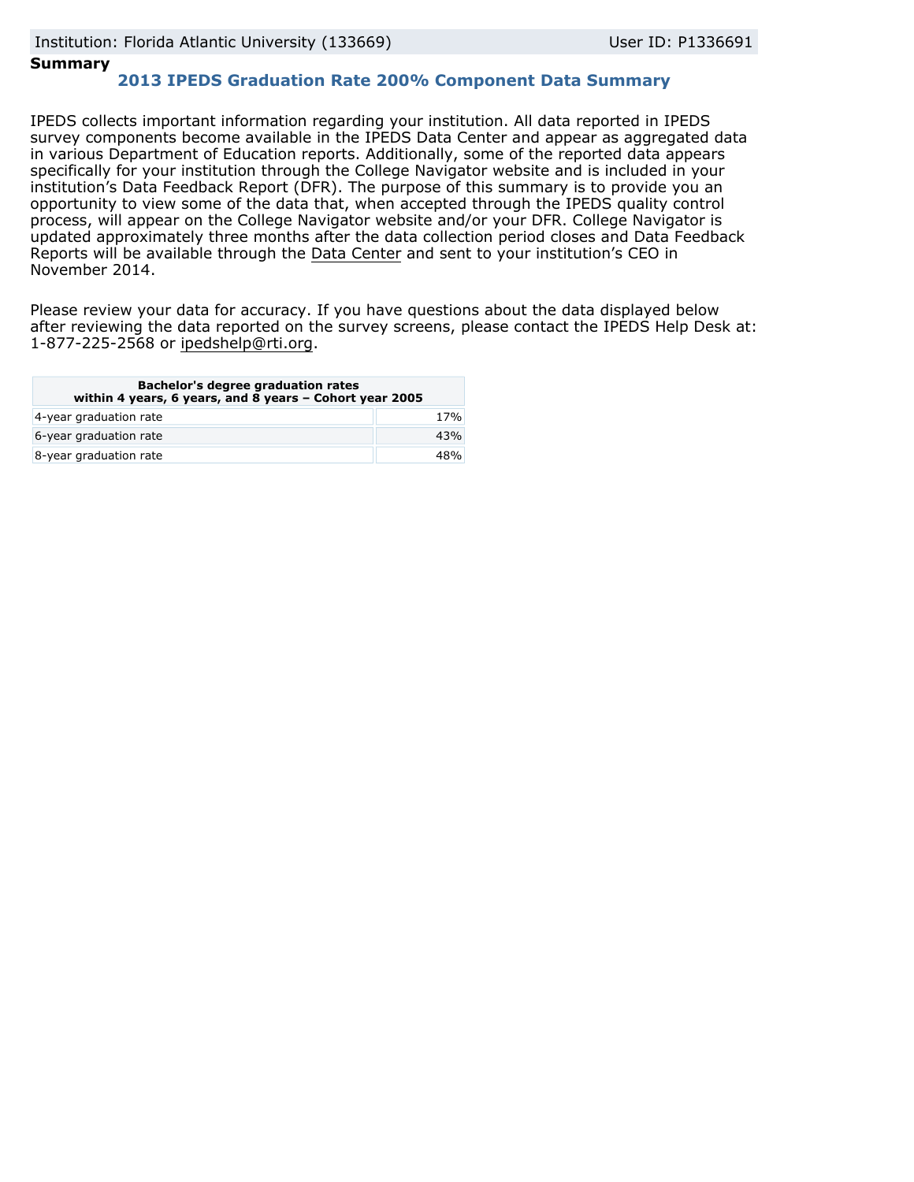Institution: Florida Atlantic University (133669) User ID: P1336691

**Summary**

## 2013 IPEDS Graduation Rate 200% Component Data Summary

IPEDS collects important information regarding your institution. All data reported in IPEDS survey components become available in the IPEDS Data Center and appear as aggregated data in various Department of Education reports. Additionally, some of the reported data appears specifically for your institution through the College Navigator website and is included in your institution's Data Feedback Report (DFR). The purpose of this summary is to provide you an opportunity to view some of the data that, when accepted through the IPEDS quality control process, will appear on the College Navigator website and/or your DFR. College Navigator is updated approximately three months after the data collection period closes and Data Feedback Reports will be available through the Data Center and sent to your institution's CEO in November 2014.

Please review your data for accuracy. If you have questions about the data displayed below after reviewing the data reported on the survey screens, please contact the IPEDS Help Desk at: 1-877-225-2568 or ipedshelp@rti.org.

| Bachelor's degree graduation rates within 4 years, 6 years, and 8 years – Cohort year 2005 | |
|---|---|
| 4-year graduation rate | 17% |
| 6-year graduation rate | 43% |
| 8-year graduation rate | 48% |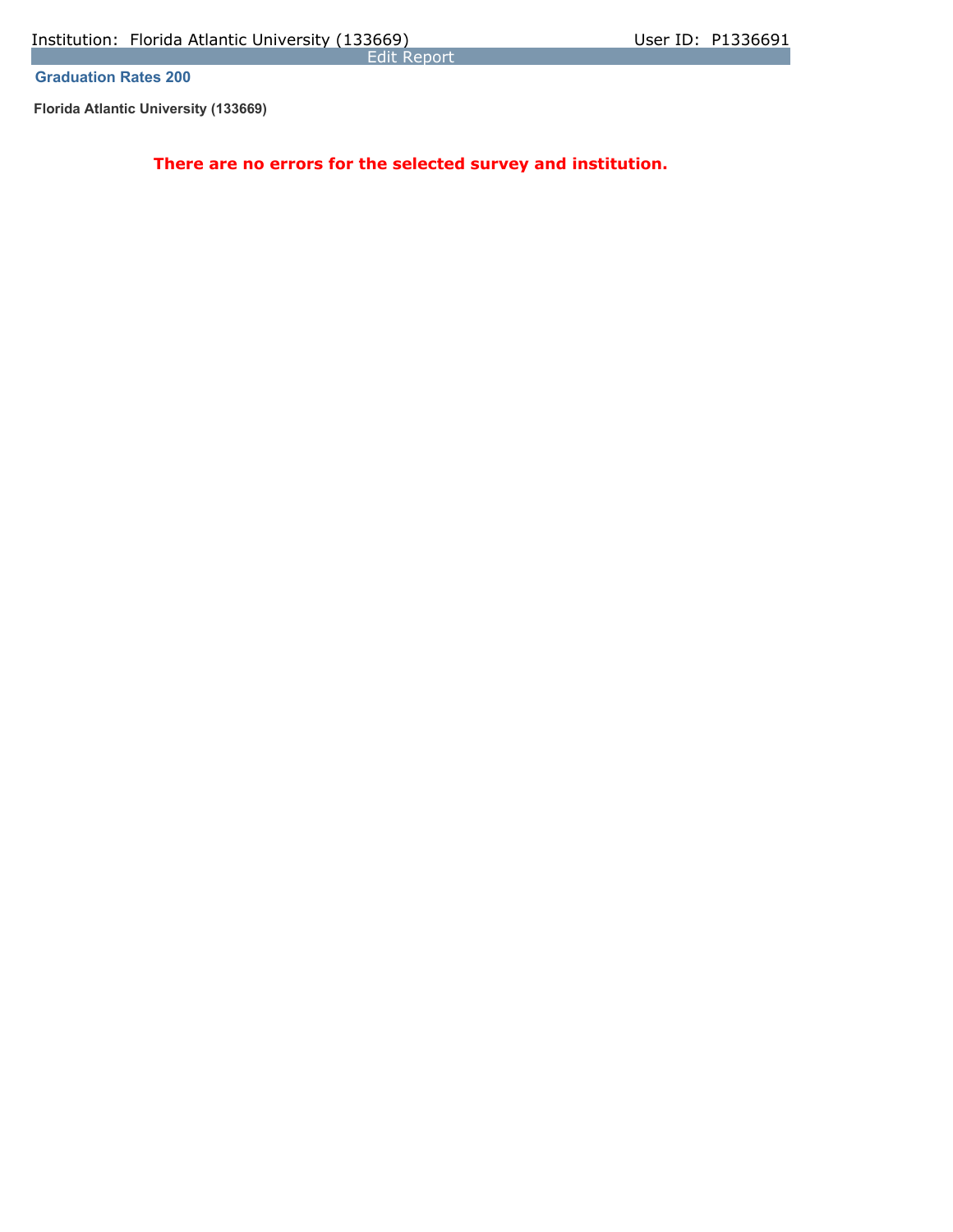Institution: Florida Atlantic University (133669) User ID: P1336691

Edit Report

## Graduation Rates 200

**Florida Atlantic University (133669)**

**There are no errors for the selected survey and institution.**